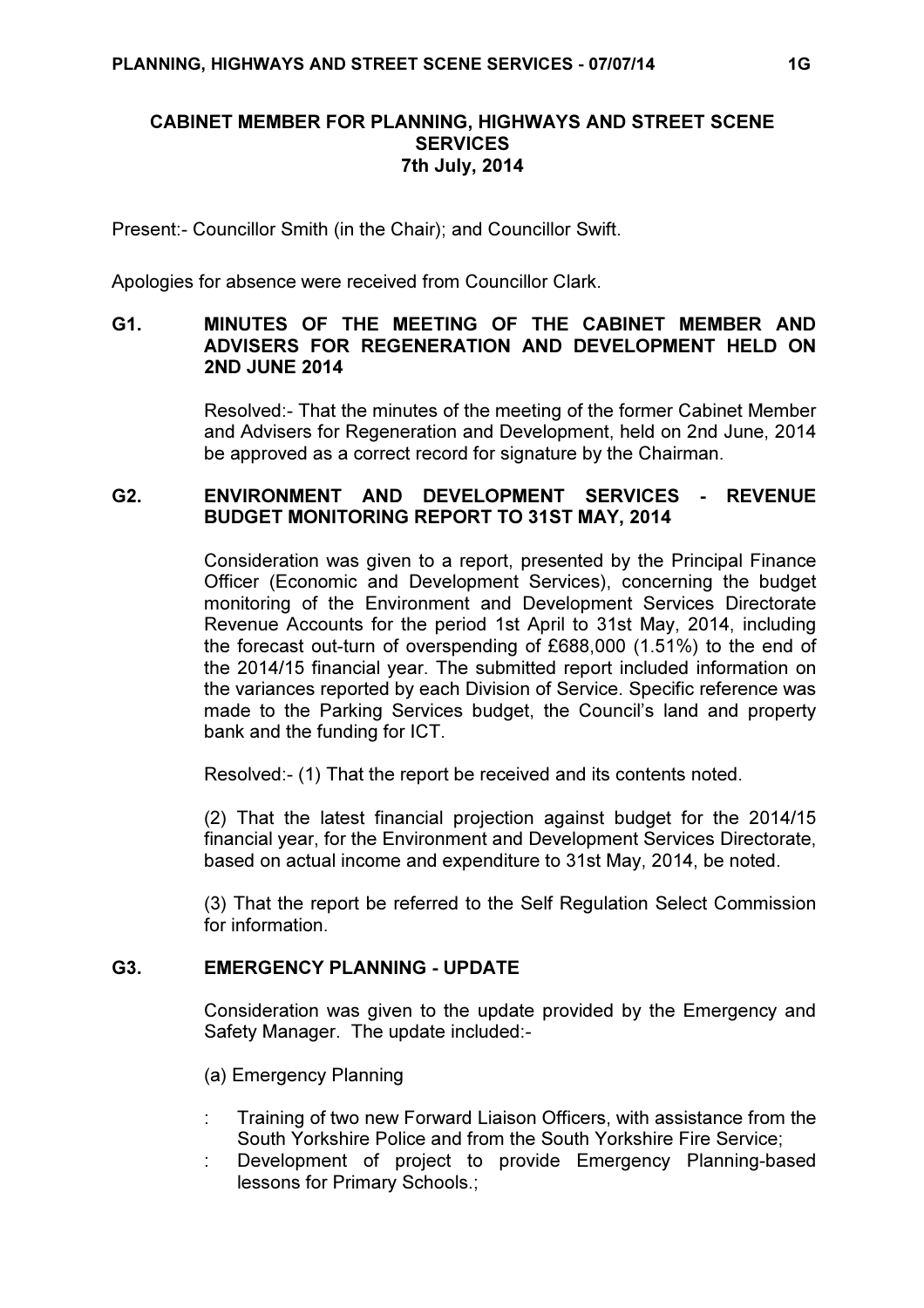# CABINET MEMBER FOR PLANNING, HIGHWAYS AND STREET SCENE SERVICES
## 7th July, 2014

Present:- Councillor Smith (in the Chair); and Councillor Swift.

Apologies for absence were received from Councillor Clark.

### G1. MINUTES OF THE MEETING OF THE CABINET MEMBER AND ADVISERS FOR REGENERATION AND DEVELOPMENT HELD ON 2ND JUNE 2014

Resolved:- That the minutes of the meeting of the former Cabinet Member and Advisers for Regeneration and Development, held on 2nd June, 2014 be approved as a correct record for signature by the Chairman.

### G2. ENVIRONMENT AND DEVELOPMENT SERVICES - REVENUE BUDGET MONITORING REPORT TO 31ST MAY, 2014

Consideration was given to a report, presented by the Principal Finance Officer (Economic and Development Services), concerning the budget monitoring of the Environment and Development Services Directorate Revenue Accounts for the period 1st April to 31st May, 2014, including the forecast out-turn of overspending of £688,000 (1.51%) to the end of the 2014/15 financial year. The submitted report included information on the variances reported by each Division of Service. Specific reference was made to the Parking Services budget, the Council's land and property bank and the funding for ICT.

Resolved:- (1) That the report be received and its contents noted.

(2) That the latest financial projection against budget for the 2014/15 financial year, for the Environment and Development Services Directorate, based on actual income and expenditure to 31st May, 2014, be noted.

(3) That the report be referred to the Self Regulation Select Commission for information.

### G3. EMERGENCY PLANNING - UPDATE

Consideration was given to the update provided by the Emergency and Safety Manager. The update included:-

(a) Emergency Planning

: Training of two new Forward Liaison Officers, with assistance from the South Yorkshire Police and from the South Yorkshire Fire Service;

: Development of project to provide Emergency Planning-based lessons for Primary Schools.;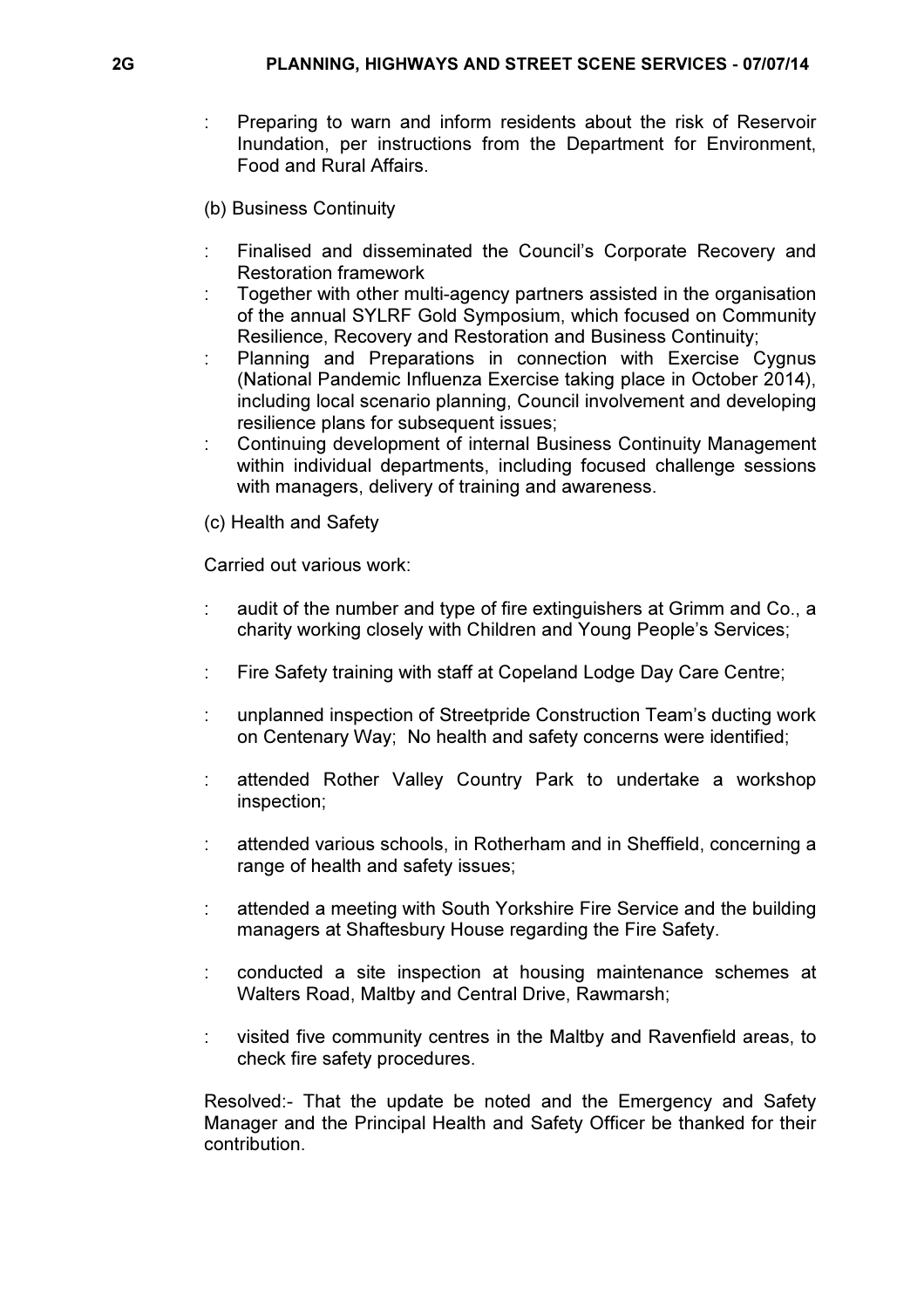- Preparing to warn and inform residents about the risk of Reservoir Inundation, per instructions from the Department for Environment, Food and Rural Affairs.

(b) Business Continuity

- Finalised and disseminated the Council's Corporate Recovery and Restoration framework
- Together with other multi-agency partners assisted in the organisation of the annual SYLRF Gold Symposium, which focused on Community Resilience, Recovery and Restoration and Business Continuity;
- Planning and Preparations in connection with Exercise Cygnus (National Pandemic Influenza Exercise taking place in October 2014), including local scenario planning, Council involvement and developing resilience plans for subsequent issues;
- Continuing development of internal Business Continuity Management within individual departments, including focused challenge sessions with managers, delivery of training and awareness.

(c) Health and Safety

Carried out various work:

- audit of the number and type of fire extinguishers at Grimm and Co., a charity working closely with Children and Young People's Services;
- Fire Safety training with staff at Copeland Lodge Day Care Centre;
- unplanned inspection of Streetpride Construction Team's ducting work on Centenary Way; No health and safety concerns were identified;
- attended Rother Valley Country Park to undertake a workshop inspection;
- attended various schools, in Rotherham and in Sheffield, concerning a range of health and safety issues;
- attended a meeting with South Yorkshire Fire Service and the building managers at Shaftesbury House regarding the Fire Safety.
- conducted a site inspection at housing maintenance schemes at Walters Road, Maltby and Central Drive, Rawmarsh;
- visited five community centres in the Maltby and Ravenfield areas, to check fire safety procedures.

Resolved:- That the update be noted and the Emergency and Safety Manager and the Principal Health and Safety Officer be thanked for their contribution.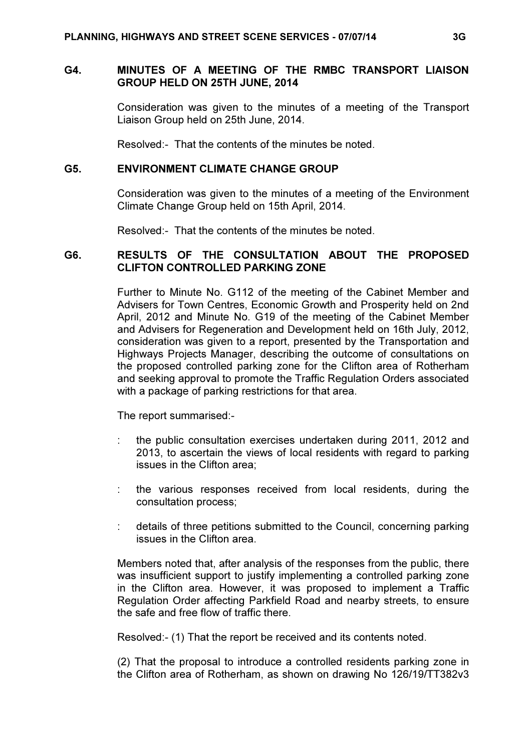## G4. MINUTES OF A MEETING OF THE RMBC TRANSPORT LIAISON GROUP HELD ON 25TH JUNE, 2014

Consideration was given to the minutes of a meeting of the Transport Liaison Group held on 25th June, 2014.

Resolved:- That the contents of the minutes be noted.

## G5. ENVIRONMENT CLIMATE CHANGE GROUP

Consideration was given to the minutes of a meeting of the Environment Climate Change Group held on 15th April, 2014.

Resolved:- That the contents of the minutes be noted.

## G6. RESULTS OF THE CONSULTATION ABOUT THE PROPOSED CLIFTON CONTROLLED PARKING ZONE

Further to Minute No. G112 of the meeting of the Cabinet Member and Advisers for Town Centres, Economic Growth and Prosperity held on 2nd April, 2012 and Minute No. G19 of the meeting of the Cabinet Member and Advisers for Regeneration and Development held on 16th July, 2012, consideration was given to a report, presented by the Transportation and Highways Projects Manager, describing the outcome of consultations on the proposed controlled parking zone for the Clifton area of Rotherham and seeking approval to promote the Traffic Regulation Orders associated with a package of parking restrictions for that area.

The report summarised:-

: the public consultation exercises undertaken during 2011, 2012 and 2013, to ascertain the views of local residents with regard to parking issues in the Clifton area;

: the various responses received from local residents, during the consultation process;

: details of three petitions submitted to the Council, concerning parking issues in the Clifton area.

Members noted that, after analysis of the responses from the public, there was insufficient support to justify implementing a controlled parking zone in the Clifton area. However, it was proposed to implement a Traffic Regulation Order affecting Parkfield Road and nearby streets, to ensure the safe and free flow of traffic there.

Resolved:- (1) That the report be received and its contents noted.

(2) That the proposal to introduce a controlled residents parking zone in the Clifton area of Rotherham, as shown on drawing No 126/19/TT382v3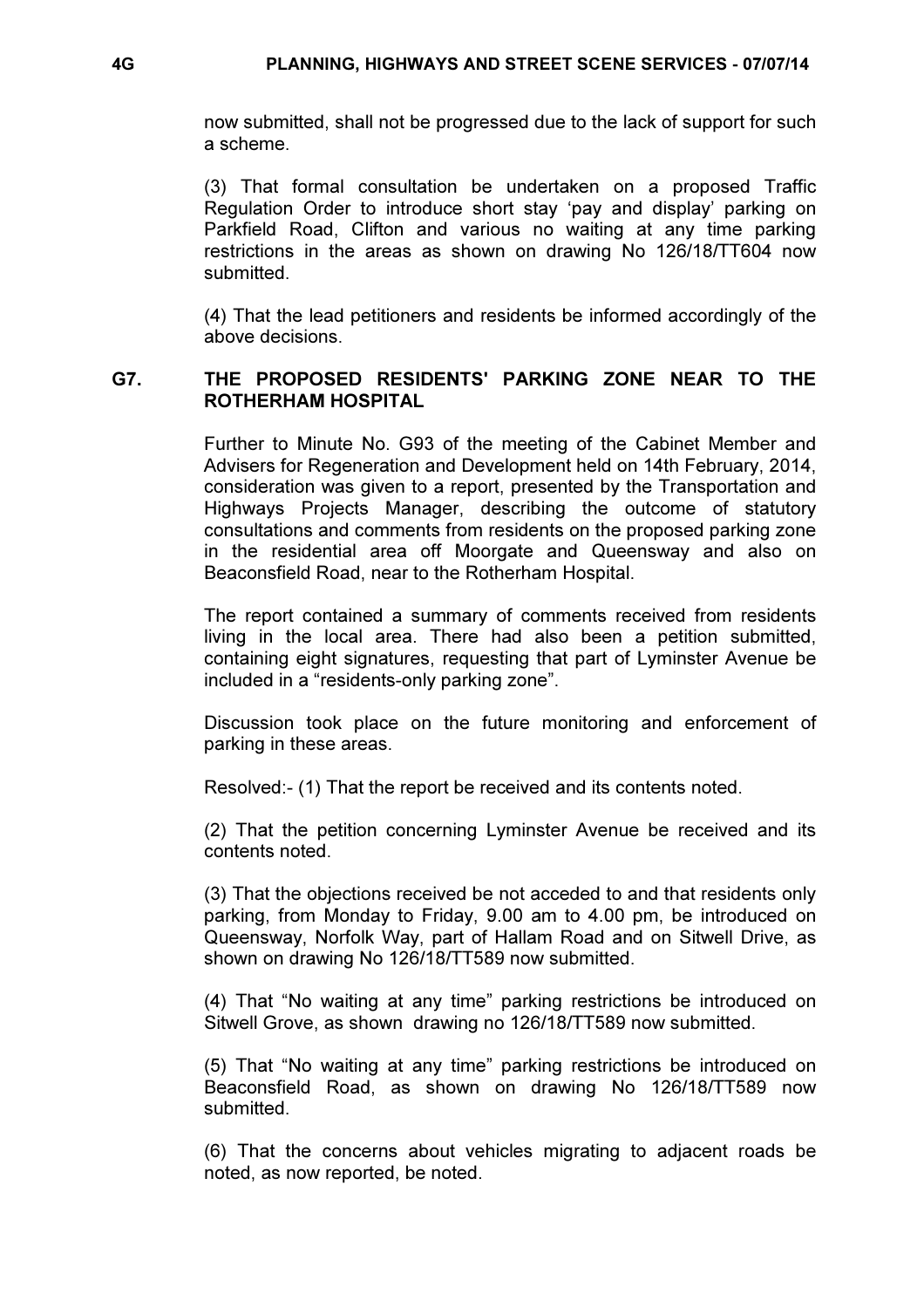now submitted, shall not be progressed due to the lack of support for such a scheme.

(3) That formal consultation be undertaken on a proposed Traffic Regulation Order to introduce short stay 'pay and display' parking on Parkfield Road, Clifton and various no waiting at any time parking restrictions in the areas as shown on drawing No 126/18/TT604 now submitted.

(4) That the lead petitioners and residents be informed accordingly of the above decisions.

## G7. THE PROPOSED RESIDENTS' PARKING ZONE NEAR TO THE ROTHERHAM HOSPITAL

Further to Minute No. G93 of the meeting of the Cabinet Member and Advisers for Regeneration and Development held on 14th February, 2014, consideration was given to a report, presented by the Transportation and Highways Projects Manager, describing the outcome of statutory consultations and comments from residents on the proposed parking zone in the residential area off Moorgate and Queensway and also on Beaconsfield Road, near to the Rotherham Hospital.

The report contained a summary of comments received from residents living in the local area. There had also been a petition submitted, containing eight signatures, requesting that part of Lyminster Avenue be included in a "residents-only parking zone".

Discussion took place on the future monitoring and enforcement of parking in these areas.

Resolved:- (1) That the report be received and its contents noted.

(2) That the petition concerning Lyminster Avenue be received and its contents noted.

(3) That the objections received be not acceded to and that residents only parking, from Monday to Friday, 9.00 am to 4.00 pm, be introduced on Queensway, Norfolk Way, part of Hallam Road and on Sitwell Drive, as shown on drawing No 126/18/TT589 now submitted.

(4) That "No waiting at any time" parking restrictions be introduced on Sitwell Grove, as shown drawing no 126/18/TT589 now submitted.

(5) That "No waiting at any time" parking restrictions be introduced on Beaconsfield Road, as shown on drawing No 126/18/TT589 now submitted.

(6) That the concerns about vehicles migrating to adjacent roads be noted, as now reported, be noted.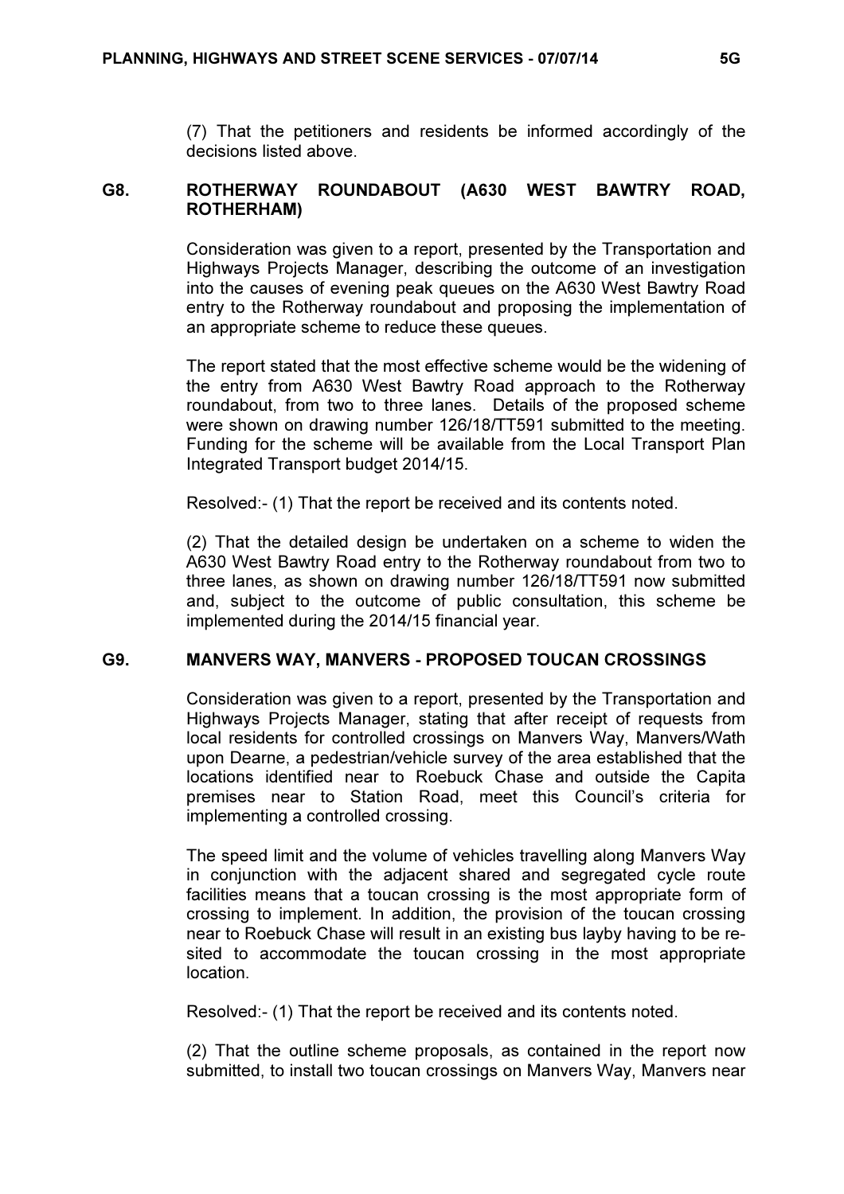(7) That the petitioners and residents be informed accordingly of the decisions listed above.

## G8. ROTHERWAY ROUNDABOUT (A630 WEST BAWTRY ROAD, ROTHERHAM)

Consideration was given to a report, presented by the Transportation and Highways Projects Manager, describing the outcome of an investigation into the causes of evening peak queues on the A630 West Bawtry Road entry to the Rotherway roundabout and proposing the implementation of an appropriate scheme to reduce these queues.

The report stated that the most effective scheme would be the widening of the entry from A630 West Bawtry Road approach to the Rotherway roundabout, from two to three lanes. Details of the proposed scheme were shown on drawing number 126/18/TT591 submitted to the meeting. Funding for the scheme will be available from the Local Transport Plan Integrated Transport budget 2014/15.

Resolved:- (1) That the report be received and its contents noted.

(2) That the detailed design be undertaken on a scheme to widen the A630 West Bawtry Road entry to the Rotherway roundabout from two to three lanes, as shown on drawing number 126/18/TT591 now submitted and, subject to the outcome of public consultation, this scheme be implemented during the 2014/15 financial year.

## G9. MANVERS WAY, MANVERS - PROPOSED TOUCAN CROSSINGS

Consideration was given to a report, presented by the Transportation and Highways Projects Manager, stating that after receipt of requests from local residents for controlled crossings on Manvers Way, Manvers/Wath upon Dearne, a pedestrian/vehicle survey of the area established that the locations identified near to Roebuck Chase and outside the Capita premises near to Station Road, meet this Council's criteria for implementing a controlled crossing.

The speed limit and the volume of vehicles travelling along Manvers Way in conjunction with the adjacent shared and segregated cycle route facilities means that a toucan crossing is the most appropriate form of crossing to implement. In addition, the provision of the toucan crossing near to Roebuck Chase will result in an existing bus layby having to be re-sited to accommodate the toucan crossing in the most appropriate location.

Resolved:- (1) That the report be received and its contents noted.

(2) That the outline scheme proposals, as contained in the report now submitted, to install two toucan crossings on Manvers Way, Manvers near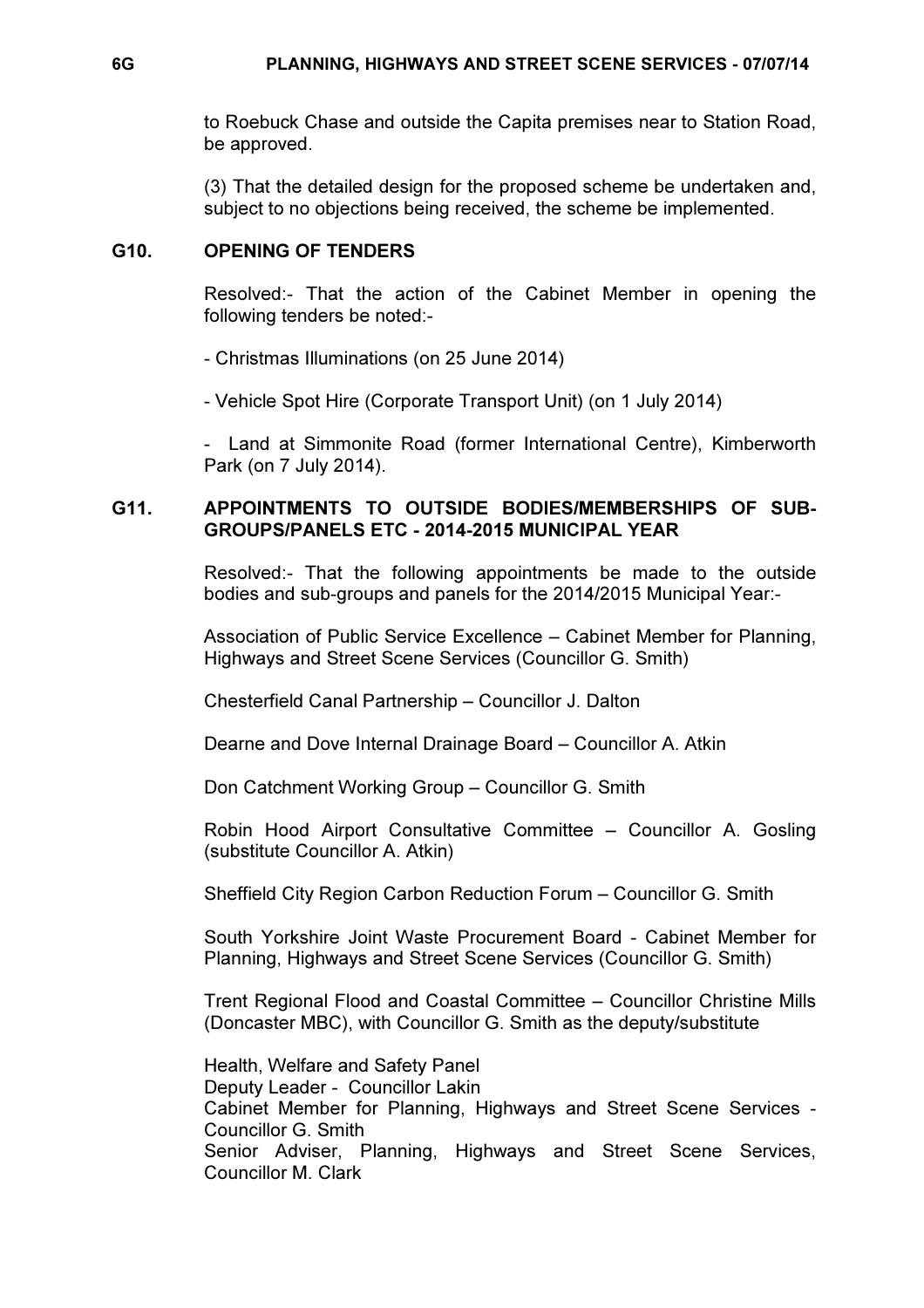to Roebuck Chase and outside the Capita premises near to Station Road, be approved.

(3) That the detailed design for the proposed scheme be undertaken and, subject to no objections being received, the scheme be implemented.

## G10. OPENING OF TENDERS

Resolved:- That the action of the Cabinet Member in opening the following tenders be noted:-

- Christmas Illuminations (on 25 June 2014)

- Vehicle Spot Hire (Corporate Transport Unit) (on 1 July 2014)

- Land at Simmonite Road (former International Centre), Kimberworth Park (on 7 July 2014).

## G11. APPOINTMENTS TO OUTSIDE BODIES/MEMBERSHIPS OF SUB-GROUPS/PANELS ETC - 2014-2015 MUNICIPAL YEAR

Resolved:- That the following appointments be made to the outside bodies and sub-groups and panels for the 2014/2015 Municipal Year:-

Association of Public Service Excellence – Cabinet Member for Planning, Highways and Street Scene Services (Councillor G. Smith)

Chesterfield Canal Partnership – Councillor J. Dalton

Dearne and Dove Internal Drainage Board – Councillor A. Atkin

Don Catchment Working Group – Councillor G. Smith

Robin Hood Airport Consultative Committee – Councillor A. Gosling (substitute Councillor A. Atkin)

Sheffield City Region Carbon Reduction Forum – Councillor G. Smith

South Yorkshire Joint Waste Procurement Board - Cabinet Member for Planning, Highways and Street Scene Services (Councillor G. Smith)

Trent Regional Flood and Coastal Committee – Councillor Christine Mills (Doncaster MBC), with Councillor G. Smith as the deputy/substitute

Health, Welfare and Safety Panel  
Deputy Leader - Councillor Lakin  
Cabinet Member for Planning, Highways and Street Scene Services - Councillor G. Smith  
Senior Adviser, Planning, Highways and Street Scene Services, Councillor M. Clark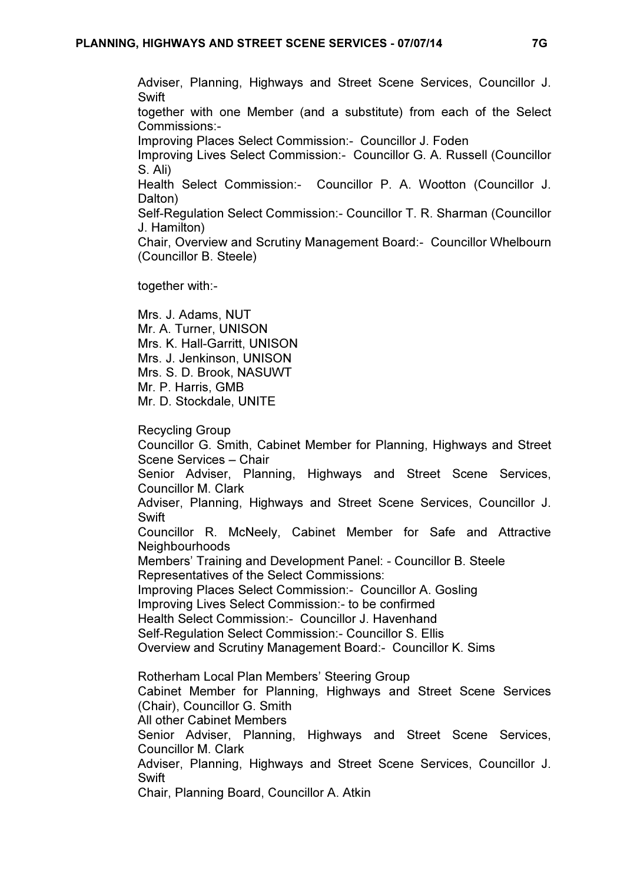Adviser, Planning, Highways and Street Scene Services, Councillor J. Swift
together with one Member (and a substitute) from each of the Select Commissions:-
Improving Places Select Commission:- Councillor J. Foden
Improving Lives Select Commission:- Councillor G. A. Russell (Councillor S. Ali)
Health Select Commission:- Councillor P. A. Wootton (Councillor J. Dalton)
Self-Regulation Select Commission:- Councillor T. R. Sharman (Councillor J. Hamilton)
Chair, Overview and Scrutiny Management Board:- Councillor Whelbourn (Councillor B. Steele)

together with:-

Mrs. J. Adams, NUT
Mr. A. Turner, UNISON
Mrs. K. Hall-Garritt, UNISON
Mrs. J. Jenkinson, UNISON
Mrs. S. D. Brook, NASUWT
Mr. P. Harris, GMB
Mr. D. Stockdale, UNITE

Recycling Group
Councillor G. Smith, Cabinet Member for Planning, Highways and Street Scene Services – Chair
Senior Adviser, Planning, Highways and Street Scene Services, Councillor M. Clark
Adviser, Planning, Highways and Street Scene Services, Councillor J. Swift
Councillor R. McNeely, Cabinet Member for Safe and Attractive Neighbourhoods
Members' Training and Development Panel: - Councillor B. Steele
Representatives of the Select Commissions:
Improving Places Select Commission:- Councillor A. Gosling
Improving Lives Select Commission:- to be confirmed
Health Select Commission:- Councillor J. Havenhand
Self-Regulation Select Commission:- Councillor S. Ellis
Overview and Scrutiny Management Board:- Councillor K. Sims

Rotherham Local Plan Members' Steering Group
Cabinet Member for Planning, Highways and Street Scene Services (Chair), Councillor G. Smith
All other Cabinet Members
Senior Adviser, Planning, Highways and Street Scene Services, Councillor M. Clark
Adviser, Planning, Highways and Street Scene Services, Councillor J. Swift
Chair, Planning Board, Councillor A. Atkin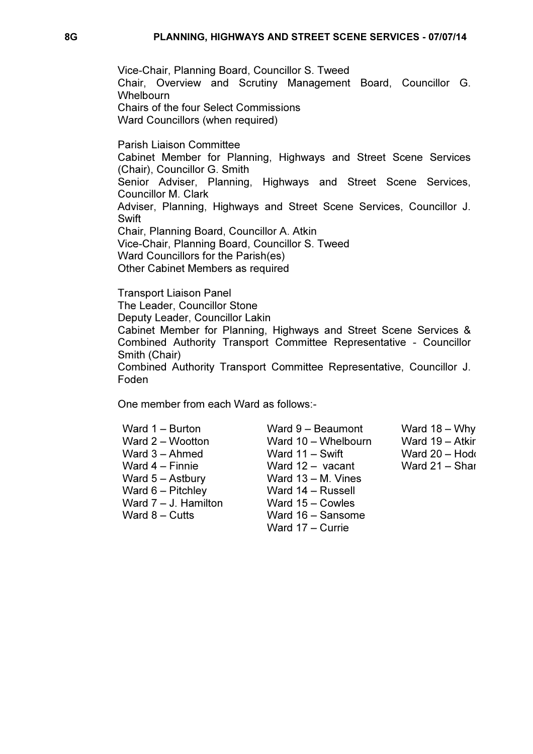Vice-Chair, Planning Board, Councillor S. Tweed
Chair, Overview and Scrutiny Management Board, Councillor G. Whelbourn
Chairs of the four Select Commissions
Ward Councillors (when required)

Parish Liaison Committee
Cabinet Member for Planning, Highways and Street Scene Services (Chair), Councillor G. Smith
Senior Adviser, Planning, Highways and Street Scene Services, Councillor M. Clark
Adviser, Planning, Highways and Street Scene Services, Councillor J. Swift
Chair, Planning Board, Councillor A. Atkin
Vice-Chair, Planning Board, Councillor S. Tweed
Ward Councillors for the Parish(es)
Other Cabinet Members as required

Transport Liaison Panel
The Leader, Councillor Stone
Deputy Leader, Councillor Lakin
Cabinet Member for Planning, Highways and Street Scene Services & Combined Authority Transport Committee Representative - Councillor Smith (Chair)
Combined Authority Transport Committee Representative, Councillor J. Foden

One member from each Ward as follows:-

Ward 1 – Burton
Ward 2 – Wootton
Ward 3 – Ahmed
Ward 4 – Finnie
Ward 5 – Astbury
Ward 6 – Pitchley
Ward 7 – J. Hamilton
Ward 8 – Cutts
Ward 9 – Beaumont
Ward 10 – Whelbourn
Ward 11 – Swift
Ward 12 – vacant
Ward 13 – M. Vines
Ward 14 – Russell
Ward 15 – Cowles
Ward 16 – Sansome
Ward 17 – Currie
Ward 18 – Why
Ward 19 – Atkir
Ward 20 – Hodı
Ward 21 – Shaı